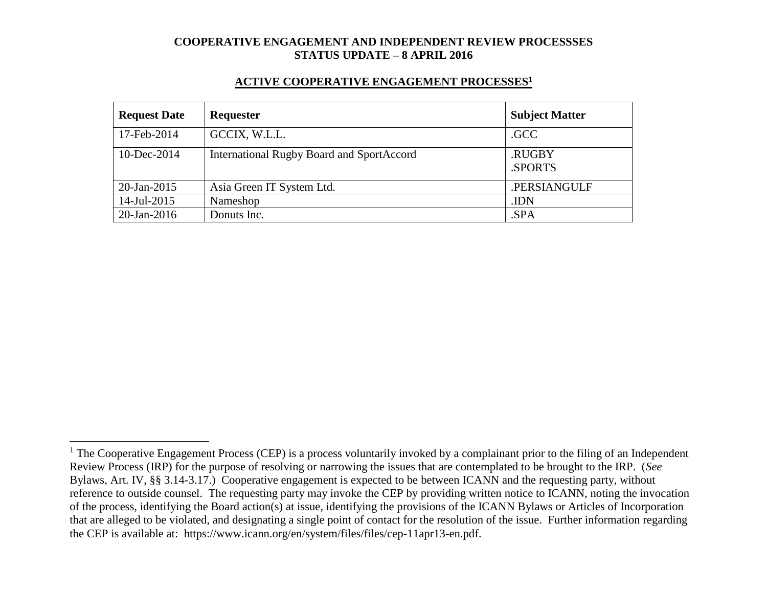**COOPERATIVE ENGAGEMENT AND INDEPENDENT REVIEW PROCESSSES**
**STATUS UPDATE – 8 APRIL 2016**

## ACTIVE COOPERATIVE ENGAGEMENT PROCESSES[1]

| Request Date | Requester | Subject Matter |
|---|---|---|
| 17-Feb-2014 | GCCIX, W.L.L. | .GCC |
| 10-Dec-2014 | International Rugby Board and SportAccord | .RUGBY<br>.SPORTS |
| 20-Jan-2015 | Asia Green IT System Ltd. | .PERSIANGULF |
| 14-Jul-2015 | Nameshop | .IDN |
| 20-Jan-2016 | Donuts Inc. | .SPA |

---

[1] The Cooperative Engagement Process (CEP) is a process voluntarily invoked by a complainant prior to the filing of an Independent Review Process (IRP) for the purpose of resolving or narrowing the issues that are contemplated to be brought to the IRP. (*See* Bylaws, Art. IV, §§ 3.14-3.17.) Cooperative engagement is expected to be between ICANN and the requesting party, without reference to outside counsel. The requesting party may invoke the CEP by providing written notice to ICANN, noting the invocation of the process, identifying the Board action(s) at issue, identifying the provisions of the ICANN Bylaws or Articles of Incorporation that are alleged to be violated, and designating a single point of contact for the resolution of the issue. Further information regarding the CEP is available at: https://www.icann.org/en/system/files/files/cep-11apr13-en.pdf.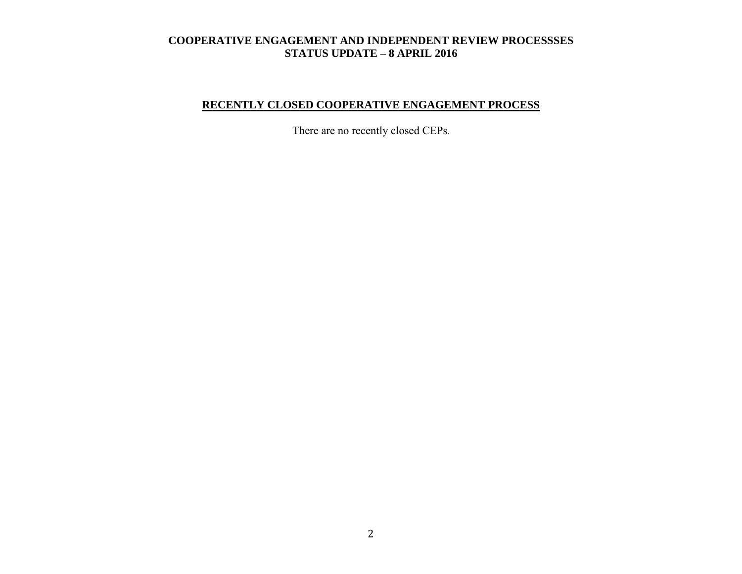**COOPERATIVE ENGAGEMENT AND INDEPENDENT REVIEW PROCESSSES**
**STATUS UPDATE – 8 APRIL 2016**

## RECENTLY CLOSED COOPERATIVE ENGAGEMENT PROCESS

There are no recently closed CEPs.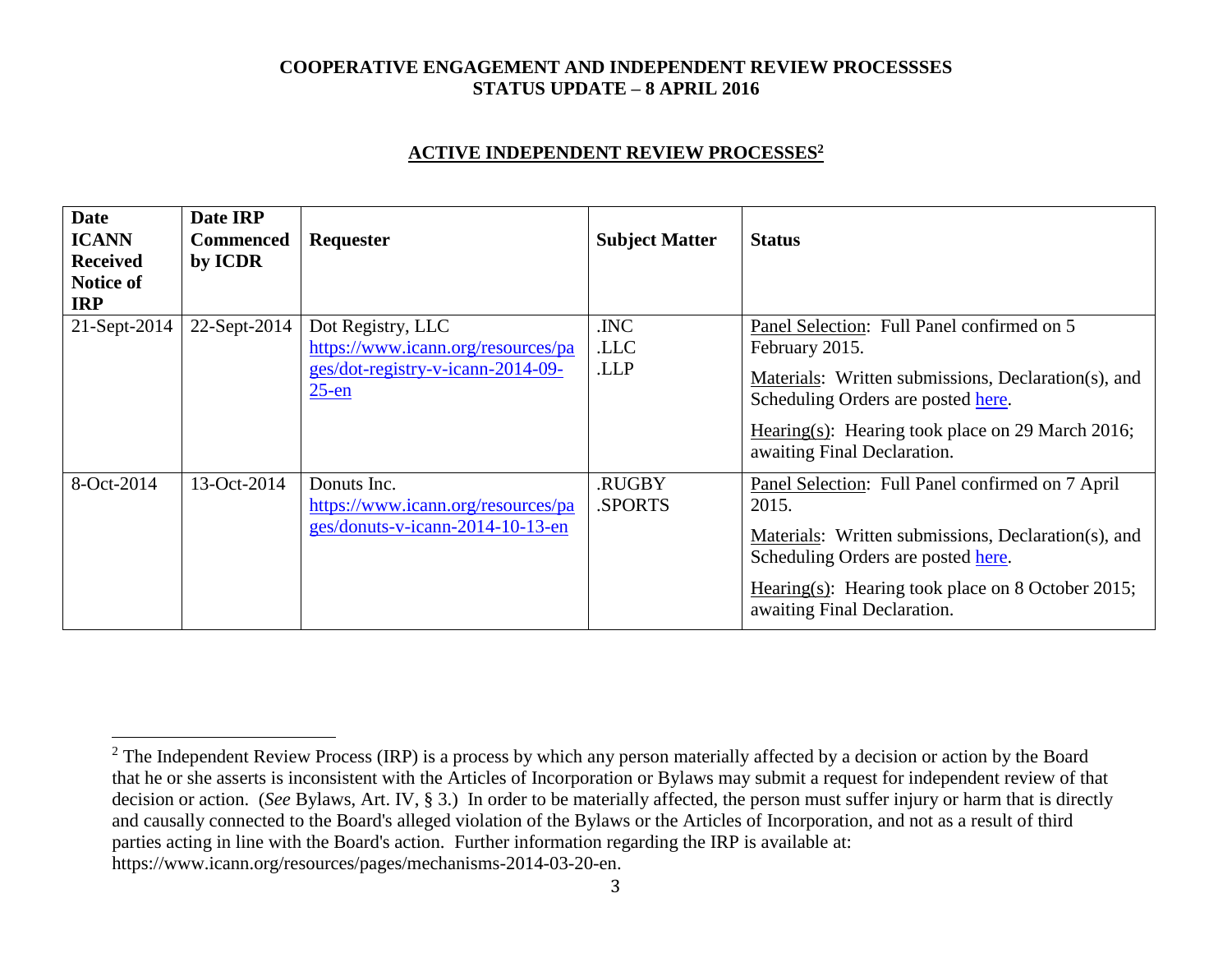**COOPERATIVE ENGAGEMENT AND INDEPENDENT REVIEW PROCESSSES**
**STATUS UPDATE – 8 APRIL 2016**

## ACTIVE INDEPENDENT REVIEW PROCESSES[2]

| Date ICANN Received Notice of IRP | Date IRP Commenced by ICDR | Requester | Subject Matter | Status |
|---|---|---|---|---|
| 21-Sept-2014 | 22-Sept-2014 | Dot Registry, LLC [https://www.icann.org/resources/pages/dot-registry-v-icann-2014-09-25-en](https://www.icann.org/resources/pages/dot-registry-v-icann-2014-09-25-en) | .INC .LLC .LLP | Panel Selection: Full Panel confirmed on 5 February 2015. Materials: Written submissions, Declaration(s), and Scheduling Orders are posted here. Hearing(s): Hearing took place on 29 March 2016; awaiting Final Declaration. |
| 8-Oct-2014 | 13-Oct-2014 | Donuts Inc. [https://www.icann.org/resources/pages/donuts-v-icann-2014-10-13-en](https://www.icann.org/resources/pages/donuts-v-icann-2014-10-13-en) | .RUGBY .SPORTS | Panel Selection: Full Panel confirmed on 7 April 2015. Materials: Written submissions, Declaration(s), and Scheduling Orders are posted here. Hearing(s): Hearing took place on 8 October 2015; awaiting Final Declaration. |

[2] The Independent Review Process (IRP) is a process by which any person materially affected by a decision or action by the Board that he or she asserts is inconsistent with the Articles of Incorporation or Bylaws may submit a request for independent review of that decision or action. (*See* Bylaws, Art. IV, § 3.) In order to be materially affected, the person must suffer injury or harm that is directly and causally connected to the Board's alleged violation of the Bylaws or the Articles of Incorporation, and not as a result of third parties acting in line with the Board's action. Further information regarding the IRP is available at: https://www.icann.org/resources/pages/mechanisms-2014-03-20-en.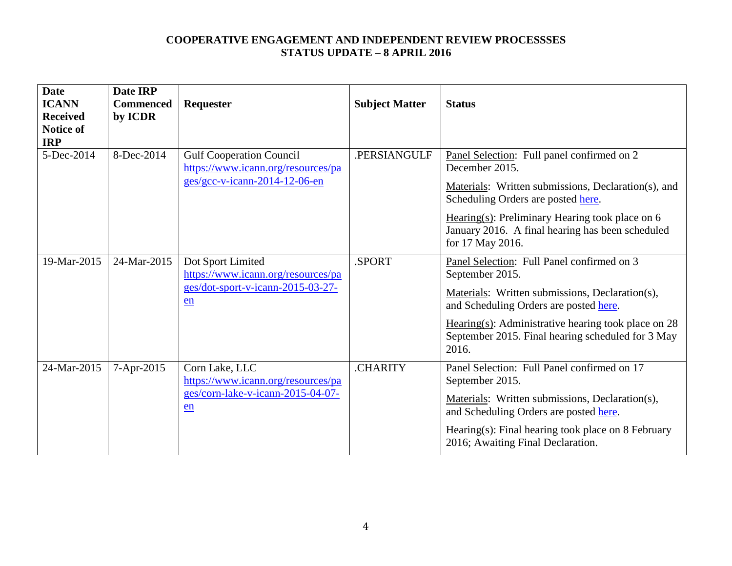**COOPERATIVE ENGAGEMENT AND INDEPENDENT REVIEW PROCESSSES**
**STATUS UPDATE – 8 APRIL 2016**

| Date ICANN Received Notice of IRP | Date IRP Commenced by ICDR | Requester | Subject Matter | Status |
|---|---|---|---|---|
| 5-Dec-2014 | 8-Dec-2014 | Gulf Cooperation Council https://www.icann.org/resources/pages/gcc-v-icann-2014-12-06-en | .PERSIANGULF | Panel Selection: Full panel confirmed on 2 December 2015.<br><br>Materials: Written submissions, Declaration(s), and Scheduling Orders are posted here.<br><br>Hearing(s): Preliminary Hearing took place on 6 January 2016. A final hearing has been scheduled for 17 May 2016. |
| 19-Mar-2015 | 24-Mar-2015 | Dot Sport Limited https://www.icann.org/resources/pages/dot-sport-v-icann-2015-03-27-en | .SPORT | Panel Selection: Full Panel confirmed on 3 September 2015.<br><br>Materials: Written submissions, Declaration(s), and Scheduling Orders are posted here.<br><br>Hearing(s): Administrative hearing took place on 28 September 2015. Final hearing scheduled for 3 May 2016. |
| 24-Mar-2015 | 7-Apr-2015 | Corn Lake, LLC https://www.icann.org/resources/pages/corn-lake-v-icann-2015-04-07-en | .CHARITY | Panel Selection: Full Panel confirmed on 17 September 2015.<br><br>Materials: Written submissions, Declaration(s), and Scheduling Orders are posted here.<br><br>Hearing(s): Final hearing took place on 8 February 2016; Awaiting Final Declaration. |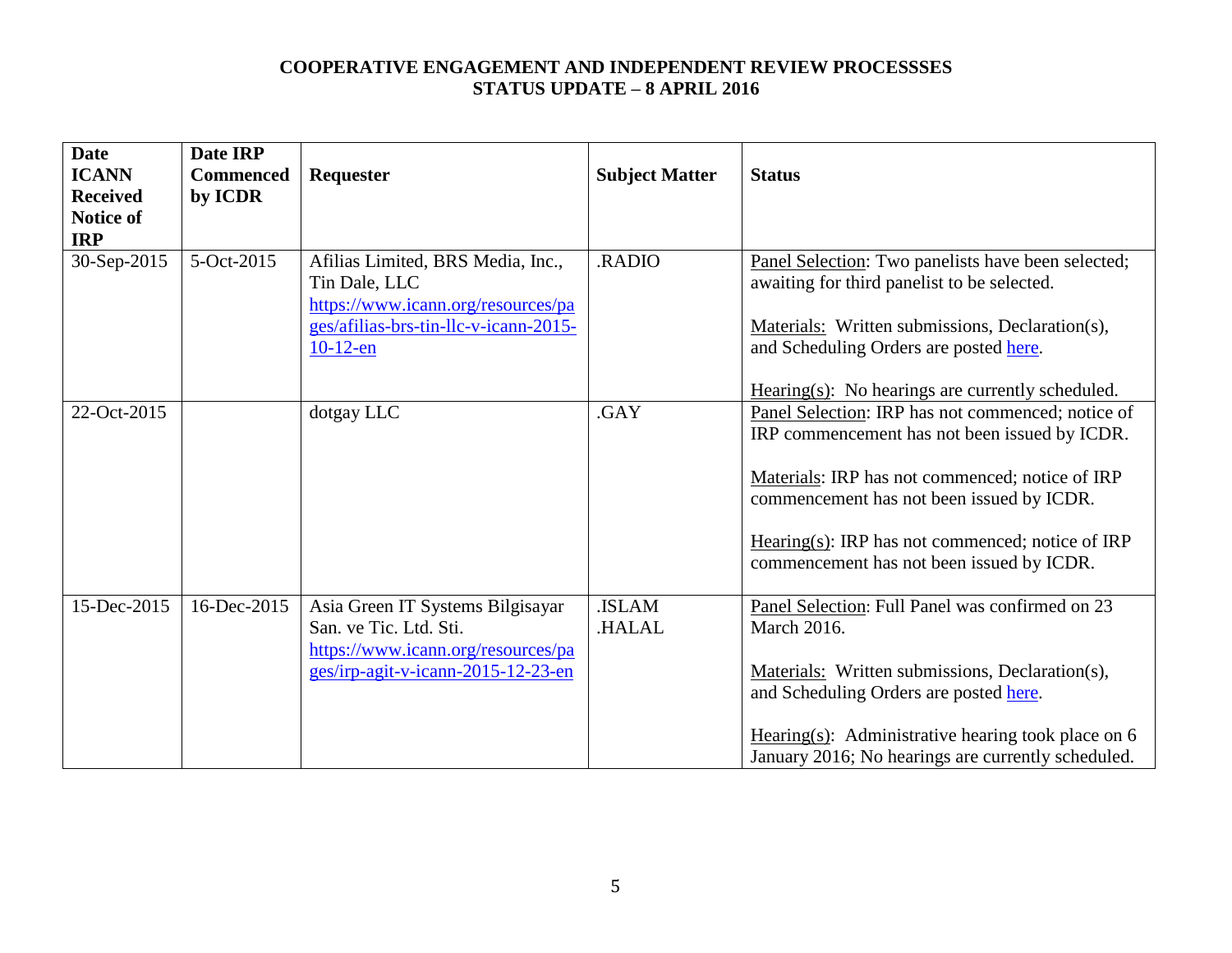**COOPERATIVE ENGAGEMENT AND INDEPENDENT REVIEW PROCESSSES**
**STATUS UPDATE – 8 APRIL 2016**

| Date ICANN Received Notice of IRP | Date IRP Commenced by ICDR | Requester | Subject Matter | Status |
|---|---|---|---|---|
| 30-Sep-2015 | 5-Oct-2015 | Afilias Limited, BRS Media, Inc., Tin Dale, LLC https://www.icann.org/resources/pages/afilias-brs-tin-llc-v-icann-2015-10-12-en | .RADIO | Panel Selection: Two panelists have been selected; awaiting for third panelist to be selected.<br><br>Materials: Written submissions, Declaration(s), and Scheduling Orders are posted here.<br><br>Hearing(s): No hearings are currently scheduled. |
| 22-Oct-2015 | | dotgay LLC | .GAY | Panel Selection: IRP has not commenced; notice of IRP commencement has not been issued by ICDR.<br><br>Materials: IRP has not commenced; notice of IRP commencement has not been issued by ICDR.<br><br>Hearing(s): IRP has not commenced; notice of IRP commencement has not been issued by ICDR. |
| 15-Dec-2015 | 16-Dec-2015 | Asia Green IT Systems Bilgisayar San. ve Tic. Ltd. Sti. https://www.icann.org/resources/pages/irp-agit-v-icann-2015-12-23-en | .ISLAM .HALAL | Panel Selection: Full Panel was confirmed on 23 March 2016.<br><br>Materials: Written submissions, Declaration(s), and Scheduling Orders are posted here.<br><br>Hearing(s): Administrative hearing took place on 6 January 2016; No hearings are currently scheduled. |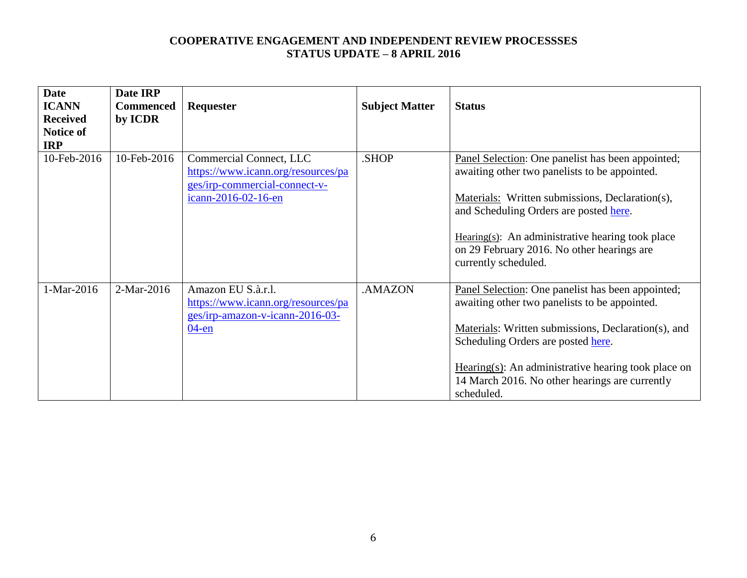**COOPERATIVE ENGAGEMENT AND INDEPENDENT REVIEW PROCESSSES**
**STATUS UPDATE – 8 APRIL 2016**

| Date ICANN Received Notice of IRP | Date IRP Commenced by ICDR | Requester | Subject Matter | Status |
|---|---|---|---|---|
| 10-Feb-2016 | 10-Feb-2016 | Commercial Connect, LLC https://www.icann.org/resources/pages/irp-commercial-connect-v-icann-2016-02-16-en | .SHOP | Panel Selection: One panelist has been appointed; awaiting other two panelists to be appointed.<br><br>Materials: Written submissions, Declaration(s), and Scheduling Orders are posted here.<br><br>Hearing(s): An administrative hearing took place on 29 February 2016. No other hearings are currently scheduled. |
| 1-Mar-2016 | 2-Mar-2016 | Amazon EU S.à.r.l. https://www.icann.org/resources/pages/irp-amazon-v-icann-2016-03-04-en | .AMAZON | Panel Selection: One panelist has been appointed; awaiting other two panelists to be appointed.<br><br>Materials: Written submissions, Declaration(s), and Scheduling Orders are posted here.<br><br>Hearing(s): An administrative hearing took place on 14 March 2016. No other hearings are currently scheduled. |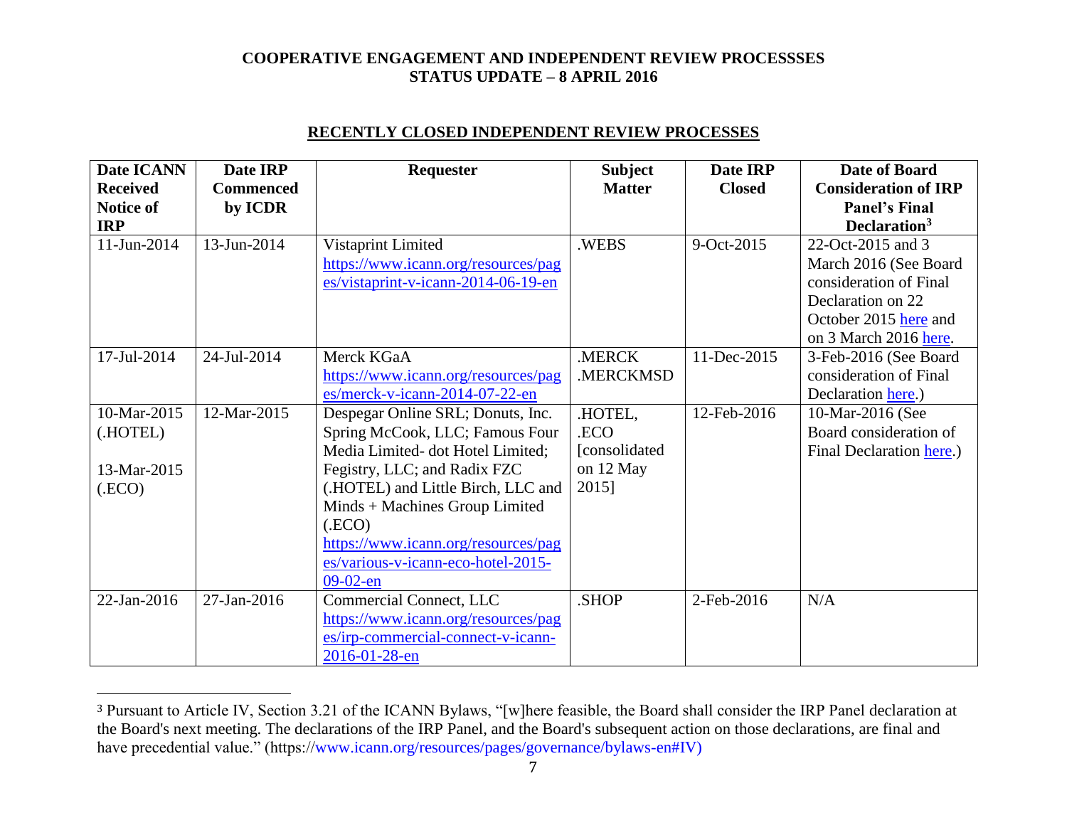**COOPERATIVE ENGAGEMENT AND INDEPENDENT REVIEW PROCESSSES**
**STATUS UPDATE – 8 APRIL 2016**

## RECENTLY CLOSED INDEPENDENT REVIEW PROCESSES

| Date ICANN Received Notice of IRP | Date IRP Commenced by ICDR | Requester | Subject Matter | Date IRP Closed | Date of Board Consideration of IRP Panel's Final Declaration[3] |
|---|---|---|---|---|---|
| 11-Jun-2014 | 13-Jun-2014 | Vistaprint Limited https://www.icann.org/resources/pages/vistaprint-v-icann-2014-06-19-en | .WEBS | 9-Oct-2015 | 22-Oct-2015 and 3 March 2016 (See Board consideration of Final Declaration on 22 October 2015 here and on 3 March 2016 here. |
| 17-Jul-2014 | 24-Jul-2014 | Merck KGaA https://www.icann.org/resources/pages/merck-v-icann-2014-07-22-en | .MERCK .MERCKMSD | 11-Dec-2015 | 3-Feb-2016 (See Board consideration of Final Declaration here.) |
| 10-Mar-2015 (.HOTEL) 13-Mar-2015 (.ECO) | 12-Mar-2015 | Despegar Online SRL; Donuts, Inc. Spring McCook, LLC; Famous Four Media Limited- dot Hotel Limited; Fegistry, LLC; and Radix FZC (.HOTEL) and Little Birch, LLC and Minds + Machines Group Limited (.ECO) https://www.icann.org/resources/pages/various-v-icann-eco-hotel-2015-09-02-en | .HOTEL, .ECO [consolidated on 12 May 2015] | 12-Feb-2016 | 10-Mar-2016 (See Board consideration of Final Declaration here.) |
| 22-Jan-2016 | 27-Jan-2016 | Commercial Connect, LLC https://www.icann.org/resources/pages/irp-commercial-connect-v-icann-2016-01-28-en | .SHOP | 2-Feb-2016 | N/A |

[3] Pursuant to Article IV, Section 3.21 of the ICANN Bylaws, "[w]here feasible, the Board shall consider the IRP Panel declaration at the Board's next meeting. The declarations of the IRP Panel, and the Board's subsequent action on those declarations, are final and have precedential value." (https://www.icann.org/resources/pages/governance/bylaws-en#IV)